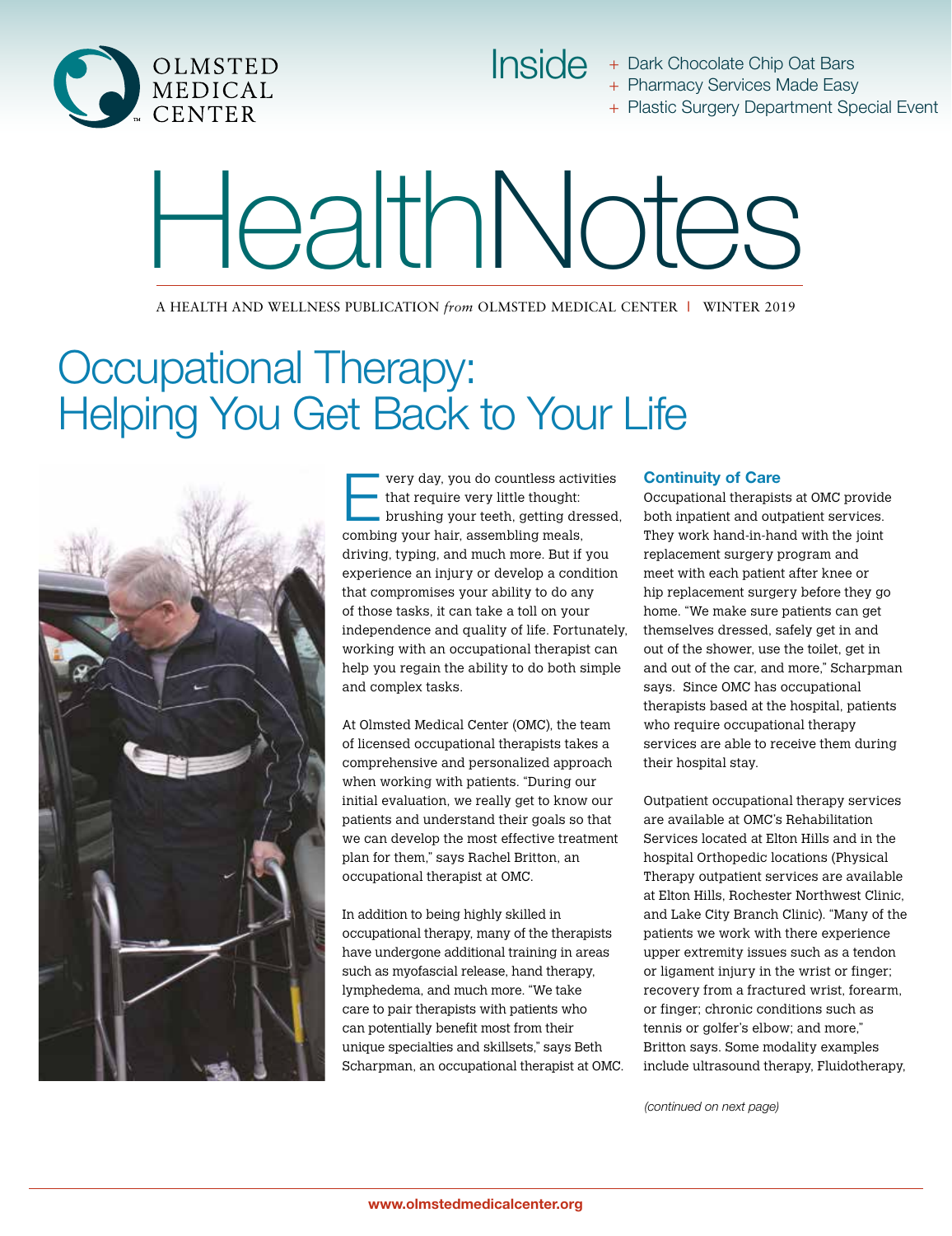OLMSTED MEDICAL CENTER

**Inside**

- Dark Chocolate Chip Oat Bars
- Pharmacy Services Made Easy
- Plastic Surgery Department Special Event

# HealthNotes

A HEALTH AND WELLNESS PUBLICATION *from* OLMSTED MEDICAL CENTER | WINTER 2019

# Occupational Therapy: Helping You Get Back to Your Life

Every day, you do countless activities that require very little thought: brushing your teeth, getting dressed, combing your hair, assembling meals, driving, typing, and much more. But if you experience an injury or develop a condition that compromises your ability to do any of those tasks, it can take a toll on your independence and quality of life. Fortunately, working with an occupational therapist can help you regain the ability to do both simple and complex tasks.

At Olmsted Medical Center (OMC), the team of licensed occupational therapists takes a comprehensive and personalized approach when working with patients. "During our initial evaluation, we really get to know our patients and understand their goals so that we can develop the most effective treatment plan for them," says Rachel Britton, an occupational therapist at OMC.

In addition to being highly skilled in occupational therapy, many of the therapists have undergone additional training in areas such as myofascial release, hand therapy, lymphedema, and much more. "We take care to pair therapists with patients who can potentially benefit most from their unique specialties and skillsets," says Beth Scharpman, an occupational therapist at OMC.

### Continuity of Care

Occupational therapists at OMC provide both inpatient and outpatient services. They work hand-in-hand with the joint replacement surgery program and meet with each patient after knee or hip replacement surgery before they go home. "We make sure patients can get themselves dressed, safely get in and out of the shower, use the toilet, get in and out of the car, and more," Scharpman says. Since OMC has occupational therapists based at the hospital, patients who require occupational therapy services are able to receive them during their hospital stay.

Outpatient occupational therapy services are available at OMC's Rehabilitation Services located at Elton Hills and in the hospital Orthopedic locations (Physical Therapy outpatient services are available at Elton Hills, Rochester Northwest Clinic, and Lake City Branch Clinic). "Many of the patients we work with there experience upper extremity issues such as a tendon or ligament injury in the wrist or finger; recovery from a fractured wrist, forearm, or finger; chronic conditions such as tennis or golfer's elbow; and more," Britton says. Some modality examples include ultrasound therapy, Fluidotherapy,

*(continued on next page)*

www.olmstedmedicalcenter.org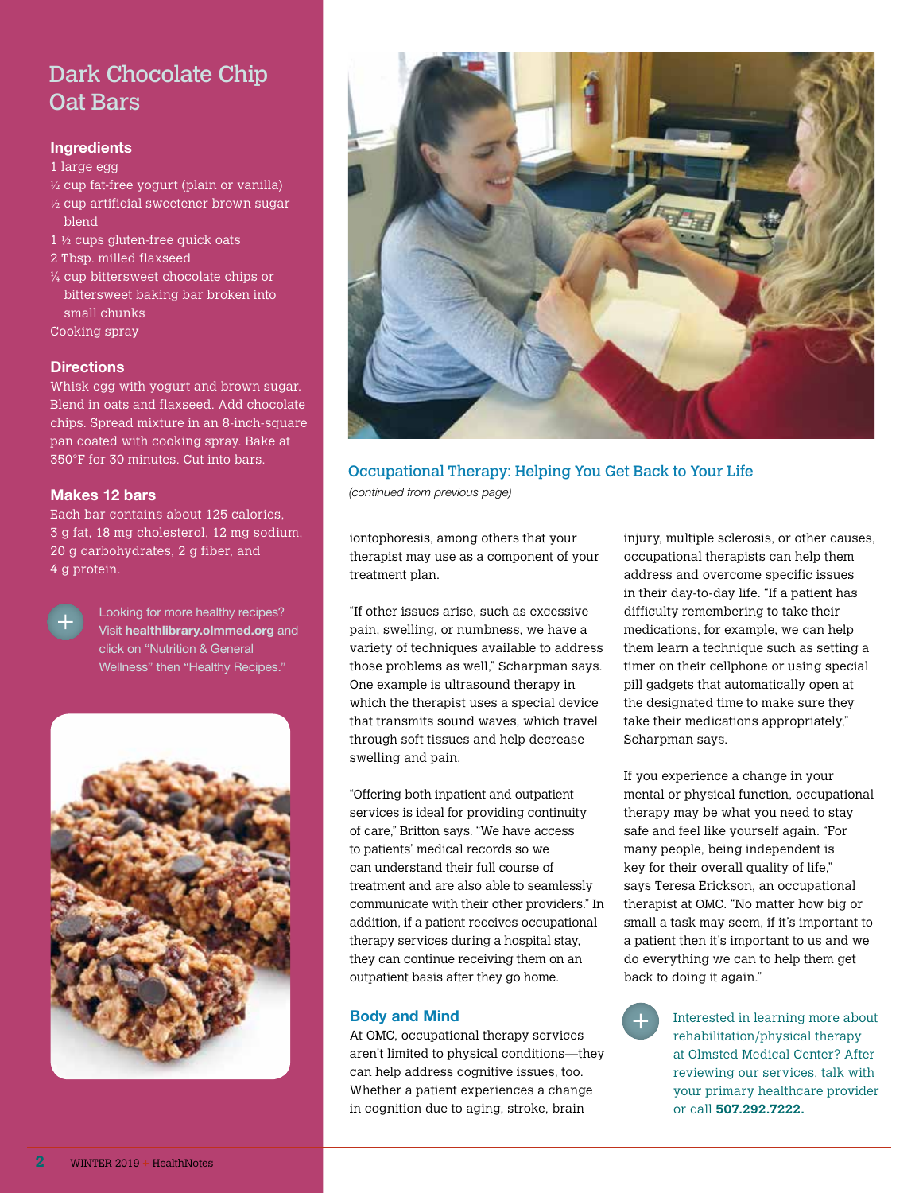## Dark Chocolate Chip Oat Bars

### Ingredients

1 large egg
½ cup fat-free yogurt (plain or vanilla)
½ cup artificial sweetener brown sugar blend
1 ½ cups gluten-free quick oats
2 Tbsp. milled flaxseed
¼ cup bittersweet chocolate chips or bittersweet baking bar broken into small chunks
Cooking spray

### Directions

Whisk egg with yogurt and brown sugar. Blend in oats and flaxseed. Add chocolate chips. Spread mixture in an 8-inch-square pan coated with cooking spray. Bake at 350°F for 30 minutes. Cut into bars.

### Makes 12 bars

Each bar contains about 125 calories, 3 g fat, 18 mg cholesterol, 12 mg sodium, 20 g carbohydrates, 2 g fiber, and 4 g protein.

Looking for more healthy recipes? Visit **healthlibrary.olmmed.org** and click on "Nutrition & General Wellness" then "Healthy Recipes."

## Occupational Therapy: Helping You Get Back to Your Life

*(continued from previous page)*

iontophoresis, among others that your therapist may use as a component of your treatment plan.

"If other issues arise, such as excessive pain, swelling, or numbness, we have a variety of techniques available to address those problems as well," Scharpman says. One example is ultrasound therapy in which the therapist uses a special device that transmits sound waves, which travel through soft tissues and help decrease swelling and pain.

"Offering both inpatient and outpatient services is ideal for providing continuity of care," Britton says. "We have access to patients' medical records so we can understand their full course of treatment and are also able to seamlessly communicate with their other providers." In addition, if a patient receives occupational therapy services during a hospital stay, they can continue receiving them on an outpatient basis after they go home.

### Body and Mind

At OMC, occupational therapy services aren't limited to physical conditions—they can help address cognitive issues, too. Whether a patient experiences a change in cognition due to aging, stroke, brain injury, multiple sclerosis, or other causes, occupational therapists can help them address and overcome specific issues in their day-to-day life. "If a patient has difficulty remembering to take their medications, for example, we can help them learn a technique such as setting a timer on their cellphone or using special pill gadgets that automatically open at the designated time to make sure they take their medications appropriately," Scharpman says.

If you experience a change in your mental or physical function, occupational therapy may be what you need to stay safe and feel like yourself again. "For many people, being independent is key for their overall quality of life," says Teresa Erickson, an occupational therapist at OMC. "No matter how big or small a task may seem, if it's important to a patient then it's important to us and we do everything we can to help them get back to doing it again."

Interested in learning more about rehabilitation/physical therapy at Olmsted Medical Center? After reviewing our services, talk with your primary healthcare provider or call **507.292.7222.**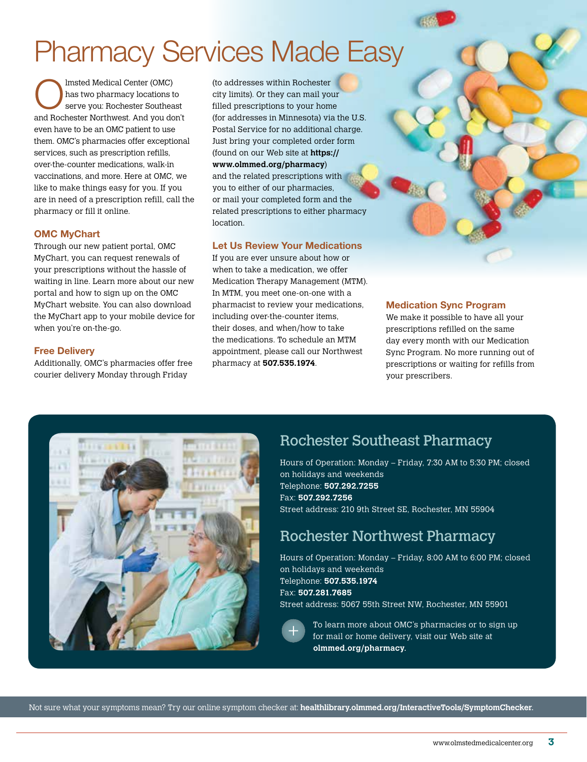# Pharmacy Services Made Easy

Olmsted Medical Center (OMC) has two pharmacy locations to serve you: Rochester Southeast and Rochester Northwest. And you don't even have to be an OMC patient to use them. OMC's pharmacies offer exceptional services, such as prescription refills, over-the-counter medications, walk-in vaccinations, and more. Here at OMC, we like to make things easy for you. If you are in need of a prescription refill, call the pharmacy or fill it online.

### OMC MyChart

Through our new patient portal, OMC MyChart, you can request renewals of your prescriptions without the hassle of waiting in line. Learn more about our new portal and how to sign up on the OMC MyChart website. You can also download the MyChart app to your mobile device for when you're on-the-go.

### Free Delivery

Additionally, OMC's pharmacies offer free courier delivery Monday through Friday (to addresses within Rochester city limits). Or they can mail your filled prescriptions to your home (for addresses in Minnesota) via the U.S. Postal Service for no additional charge. Just bring your completed order form (found on our Web site at **https://www.olmmed.org/pharmacy**) and the related prescriptions with you to either of our pharmacies, or mail your completed form and the related prescriptions to either pharmacy location.

### Let Us Review Your Medications

If you are ever unsure about how or when to take a medication, we offer Medication Therapy Management (MTM). In MTM, you meet one-on-one with a pharmacist to review your medications, including over-the-counter items, their doses, and when/how to take the medications. To schedule an MTM appointment, please call our Northwest pharmacy at **507.535.1974**.

### Medication Sync Program

We make it possible to have all your prescriptions refilled on the same day every month with our Medication Sync Program. No more running out of prescriptions or waiting for refills from your prescribers.

## Rochester Southeast Pharmacy

Hours of Operation: Monday – Friday, 7:30 AM to 5:30 PM; closed on holidays and weekends
Telephone: **507.292.7255**
Fax: **507.292.7256**
Street address: 210 9th Street SE, Rochester, MN 55904

## Rochester Northwest Pharmacy

Hours of Operation: Monday – Friday, 8:00 AM to 6:00 PM; closed on holidays and weekends
Telephone: **507.535.1974**
Fax: **507.281.7685**
Street address: 5067 55th Street NW, Rochester, MN 55901

To learn more about OMC's pharmacies or to sign up for mail or home delivery, visit our Web site at **olmmed.org/pharmacy.**

Not sure what your symptoms mean? Try our online symptom checker at: **healthlibrary.olmmed.org/InteractiveTools/SymptomChecker**.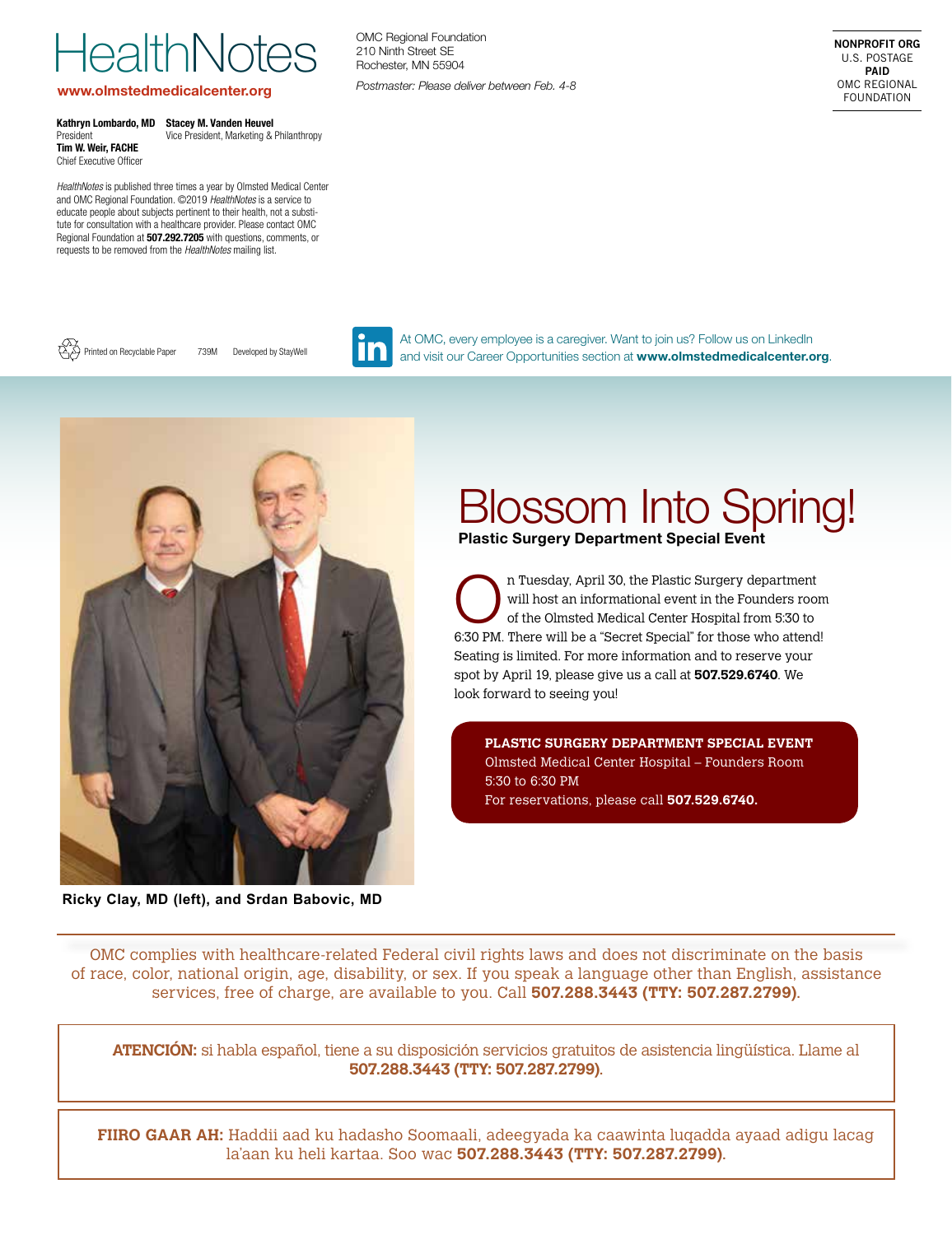# HealthNotes

**www.olmstedmedicalcenter.org**

**Kathryn Lombardo, MD**
President

**Tim W. Weir, FACHE**
Chief Executive Officer

**Stacey M. Vanden Heuvel**
Vice President, Marketing & Philanthropy

*HealthNotes* is published three times a year by Olmsted Medical Center and OMC Regional Foundation. ©2019 *HealthNotes* is a service to educate people about subjects pertinent to their health, not a substitute for consultation with a healthcare provider. Please contact OMC Regional Foundation at **507.292.7205** with questions, comments, or requests to be removed from the *HealthNotes* mailing list.

OMC Regional Foundation
210 Ninth Street SE
Rochester, MN 55904

*Postmaster: Please deliver between Feb. 4-8*

**NONPROFIT ORG**
U.S. POSTAGE
**PAID**
OMC REGIONAL FOUNDATION

Printed on Recyclable Paper 739M Developed by StayWell

At OMC, every employee is a caregiver. Want to join us? Follow us on LinkedIn and visit our Career Opportunities section at **www.olmstedmedicalcenter.org**.

**Ricky Clay, MD (left), and Srdan Babovic, MD**

# Blossom Into Spring!

**Plastic Surgery Department Special Event**

On Tuesday, April 30, the Plastic Surgery department will host an informational event in the Founders room of the Olmsted Medical Center Hospital from 5:30 to 6:30 PM. There will be a "Secret Special" for those who attend! Seating is limited. For more information and to reserve your spot by April 19, please give us a call at **507.529.6740**. We look forward to seeing you!

**PLASTIC SURGERY DEPARTMENT SPECIAL EVENT**
Olmsted Medical Center Hospital – Founders Room
5:30 to 6:30 PM
For reservations, please call **507.529.6740.**

OMC complies with healthcare-related Federal civil rights laws and does not discriminate on the basis of race, color, national origin, age, disability, or sex. If you speak a language other than English, assistance services, free of charge, are available to you. Call **507.288.3443 (TTY: 507.287.2799)**.

**ATENCIÓN:** si habla español, tiene a su disposición servicios gratuitos de asistencia lingüística. Llame al **507.288.3443 (TTY: 507.287.2799)**.

**FIIRO GAAR AH:** Haddii aad ku hadasho Soomaali, adeegyada ka caawinta luqadda ayaad adigu lacag la'aan ku heli kartaa. Soo wac **507.288.3443 (TTY: 507.287.2799)**.